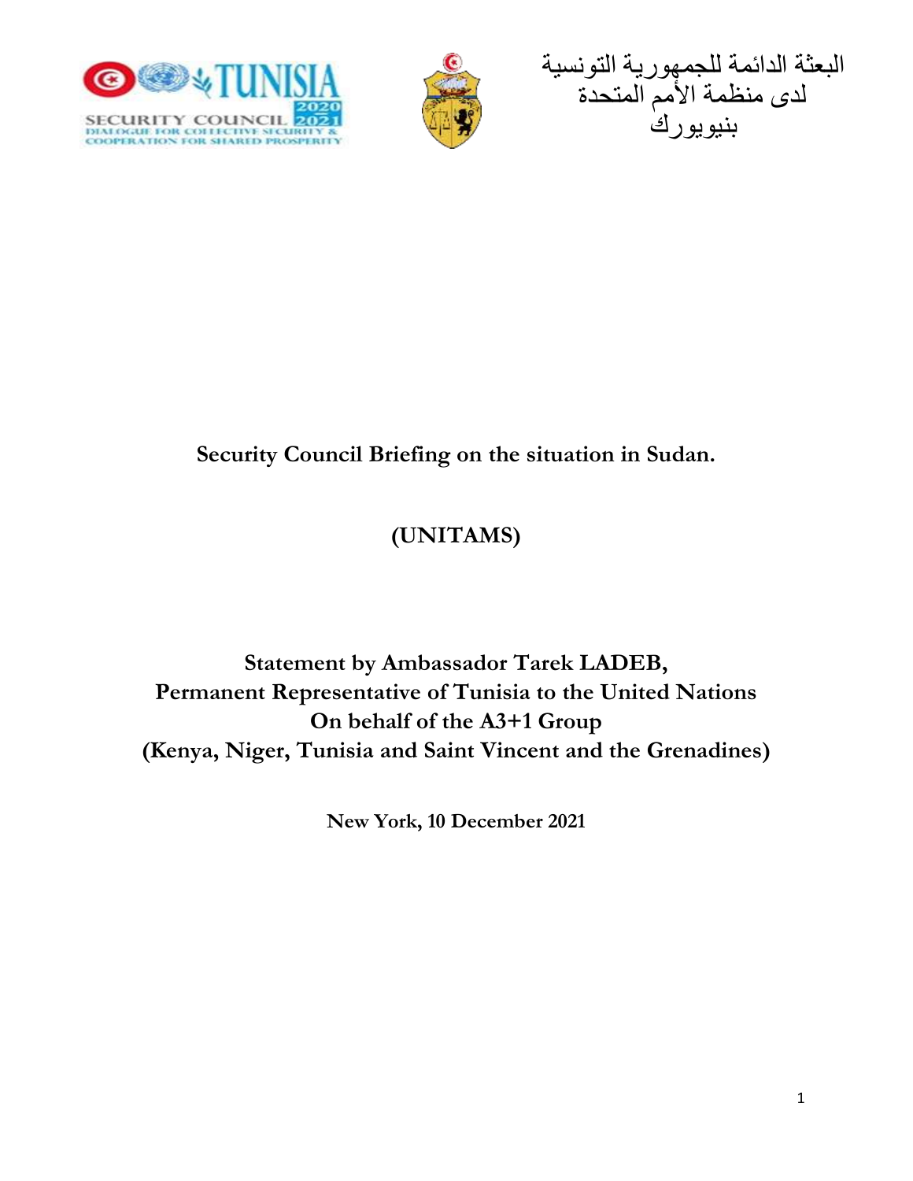البعثة الدائمة للجمهورية التونسية
لدى منظمة الأمم المتحدة
بنيويورك

**Security Council Briefing on the situation in Sudan.**

**(UNITAMS)**

**Statement by Ambassador Tarek LADEB,**
**Permanent Representative of Tunisia to the United Nations**
**On behalf of the A3+1 Group**
**(Kenya, Niger, Tunisia and Saint Vincent and the Grenadines)**

**New York, 10 December 2021**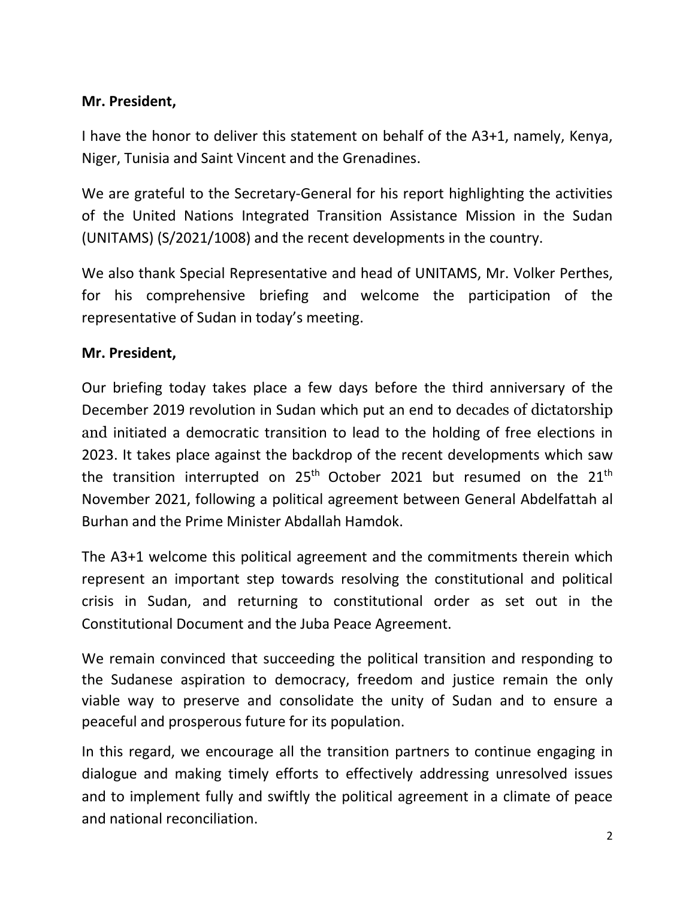**Mr. President,**

I have the honor to deliver this statement on behalf of the A3+1, namely, Kenya, Niger, Tunisia and Saint Vincent and the Grenadines.

We are grateful to the Secretary-General for his report highlighting the activities of the United Nations Integrated Transition Assistance Mission in the Sudan (UNITAMS) (S/2021/1008) and the recent developments in the country.

We also thank Special Representative and head of UNITAMS, Mr. Volker Perthes, for his comprehensive briefing and welcome the participation of the representative of Sudan in today's meeting.

**Mr. President,**

Our briefing today takes place a few days before the third anniversary of the December 2019 revolution in Sudan which put an end to decades of dictatorship and initiated a democratic transition to lead to the holding of free elections in 2023. It takes place against the backdrop of the recent developments which saw the transition interrupted on 25th October 2021 but resumed on the 21st November 2021, following a political agreement between General Abdelfattah al Burhan and the Prime Minister Abdallah Hamdok.

The A3+1 welcome this political agreement and the commitments therein which represent an important step towards resolving the constitutional and political crisis in Sudan, and returning to constitutional order as set out in the Constitutional Document and the Juba Peace Agreement.

We remain convinced that succeeding the political transition and responding to the Sudanese aspiration to democracy, freedom and justice remain the only viable way to preserve and consolidate the unity of Sudan and to ensure a peaceful and prosperous future for its population.

In this regard, we encourage all the transition partners to continue engaging in dialogue and making timely efforts to effectively addressing unresolved issues and to implement fully and swiftly the political agreement in a climate of peace and national reconciliation.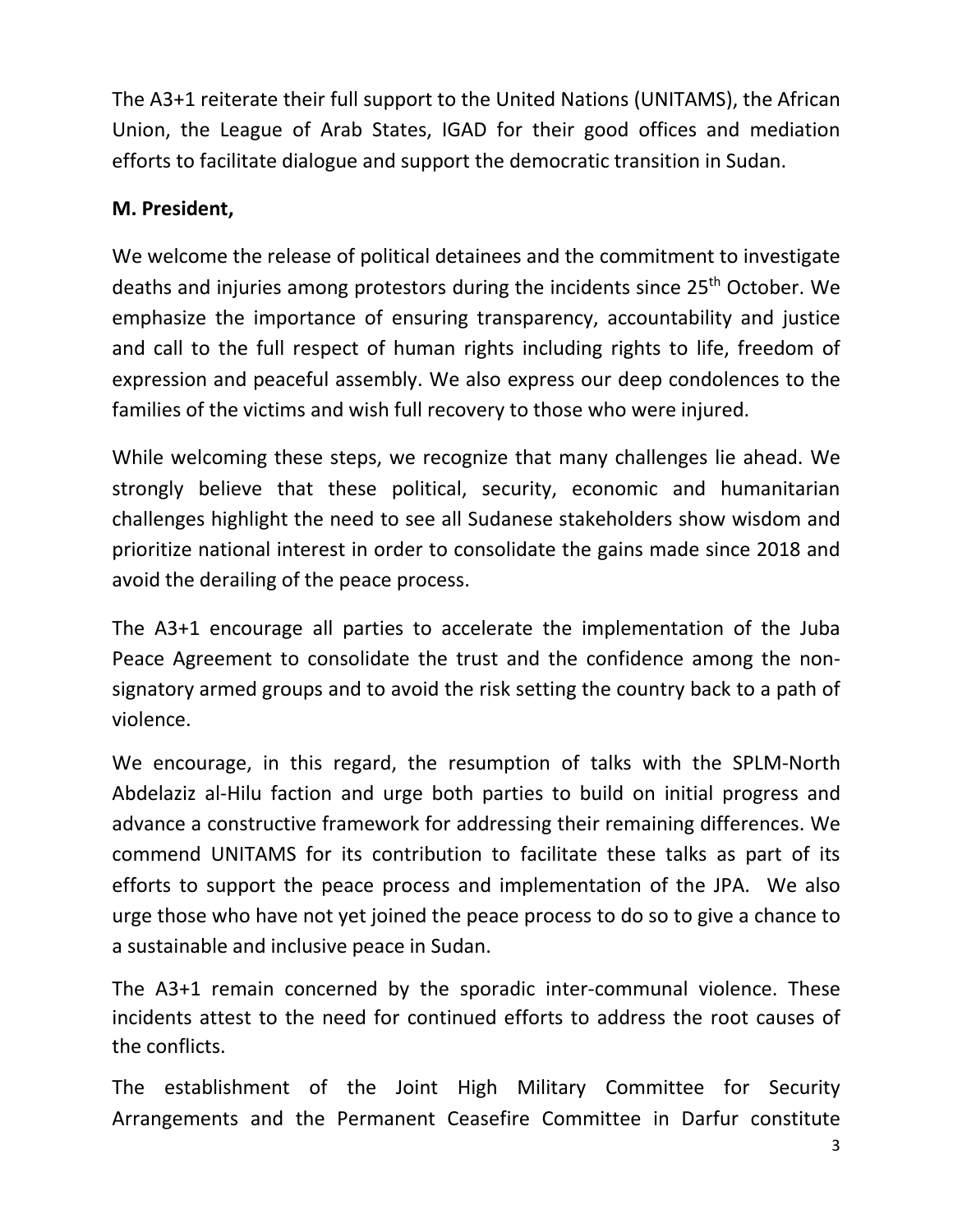The A3+1 reiterate their full support to the United Nations (UNITAMS), the African Union, the League of Arab States, IGAD for their good offices and mediation efforts to facilitate dialogue and support the democratic transition in Sudan.

**M. President,**

We welcome the release of political detainees and the commitment to investigate deaths and injuries among protestors during the incidents since 25th October. We emphasize the importance of ensuring transparency, accountability and justice and call to the full respect of human rights including rights to life, freedom of expression and peaceful assembly. We also express our deep condolences to the families of the victims and wish full recovery to those who were injured.

While welcoming these steps, we recognize that many challenges lie ahead. We strongly believe that these political, security, economic and humanitarian challenges highlight the need to see all Sudanese stakeholders show wisdom and prioritize national interest in order to consolidate the gains made since 2018 and avoid the derailing of the peace process.

The A3+1 encourage all parties to accelerate the implementation of the Juba Peace Agreement to consolidate the trust and the confidence among the non-signatory armed groups and to avoid the risk setting the country back to a path of violence.

We encourage, in this regard, the resumption of talks with the SPLM-North Abdelaziz al-Hilu faction and urge both parties to build on initial progress and advance a constructive framework for addressing their remaining differences. We commend UNITAMS for its contribution to facilitate these talks as part of its efforts to support the peace process and implementation of the JPA. We also urge those who have not yet joined the peace process to do so to give a chance to a sustainable and inclusive peace in Sudan.

The A3+1 remain concerned by the sporadic inter-communal violence. These incidents attest to the need for continued efforts to address the root causes of the conflicts.

The establishment of the Joint High Military Committee for Security Arrangements and the Permanent Ceasefire Committee in Darfur constitute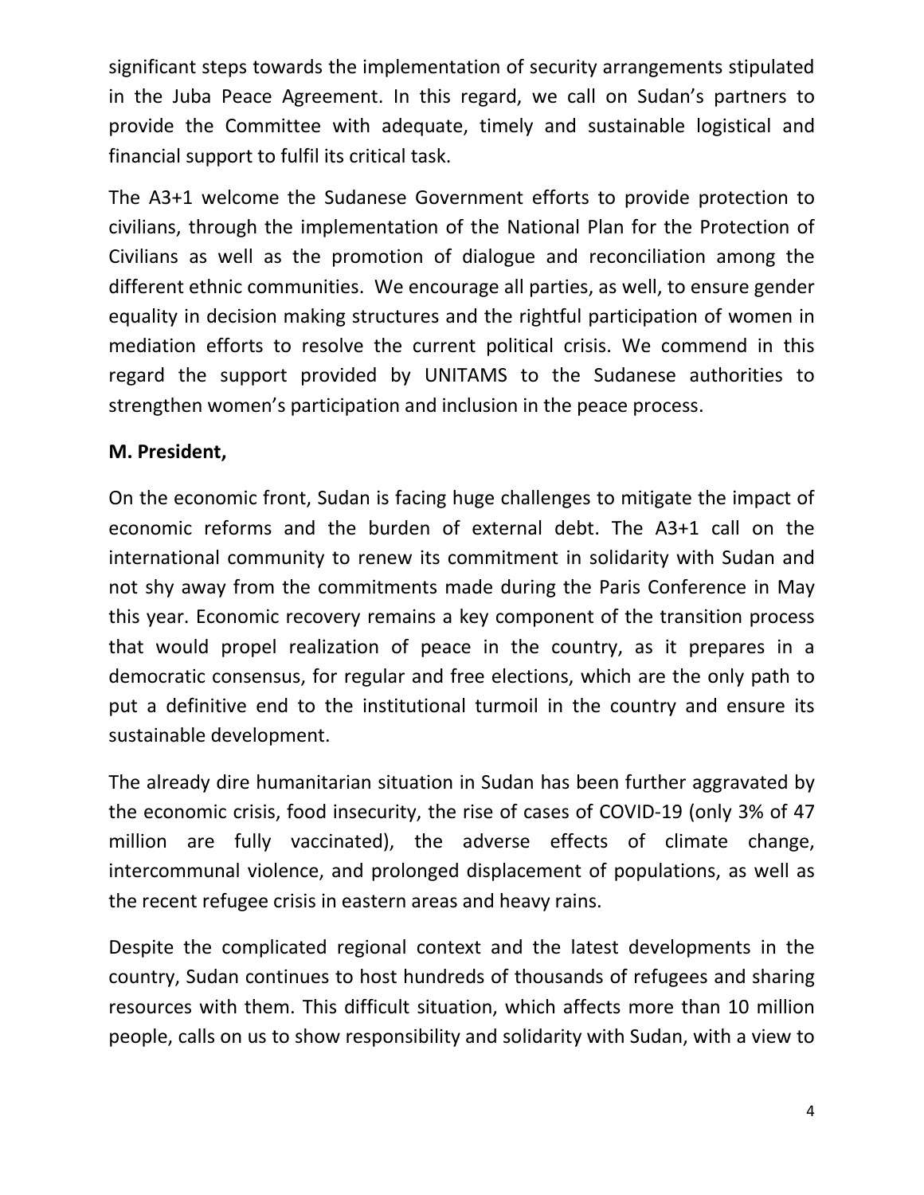significant steps towards the implementation of security arrangements stipulated in the Juba Peace Agreement. In this regard, we call on Sudan's partners to provide the Committee with adequate, timely and sustainable logistical and financial support to fulfil its critical task.

The A3+1 welcome the Sudanese Government efforts to provide protection to civilians, through the implementation of the National Plan for the Protection of Civilians as well as the promotion of dialogue and reconciliation among the different ethnic communities. We encourage all parties, as well, to ensure gender equality in decision making structures and the rightful participation of women in mediation efforts to resolve the current political crisis. We commend in this regard the support provided by UNITAMS to the Sudanese authorities to strengthen women's participation and inclusion in the peace process.

**M. President,**

On the economic front, Sudan is facing huge challenges to mitigate the impact of economic reforms and the burden of external debt. The A3+1 call on the international community to renew its commitment in solidarity with Sudan and not shy away from the commitments made during the Paris Conference in May this year. Economic recovery remains a key component of the transition process that would propel realization of peace in the country, as it prepares in a democratic consensus, for regular and free elections, which are the only path to put a definitive end to the institutional turmoil in the country and ensure its sustainable development.

The already dire humanitarian situation in Sudan has been further aggravated by the economic crisis, food insecurity, the rise of cases of COVID-19 (only 3% of 47 million are fully vaccinated), the adverse effects of climate change, intercommunal violence, and prolonged displacement of populations, as well as the recent refugee crisis in eastern areas and heavy rains.

Despite the complicated regional context and the latest developments in the country, Sudan continues to host hundreds of thousands of refugees and sharing resources with them. This difficult situation, which affects more than 10 million people, calls on us to show responsibility and solidarity with Sudan, with a view to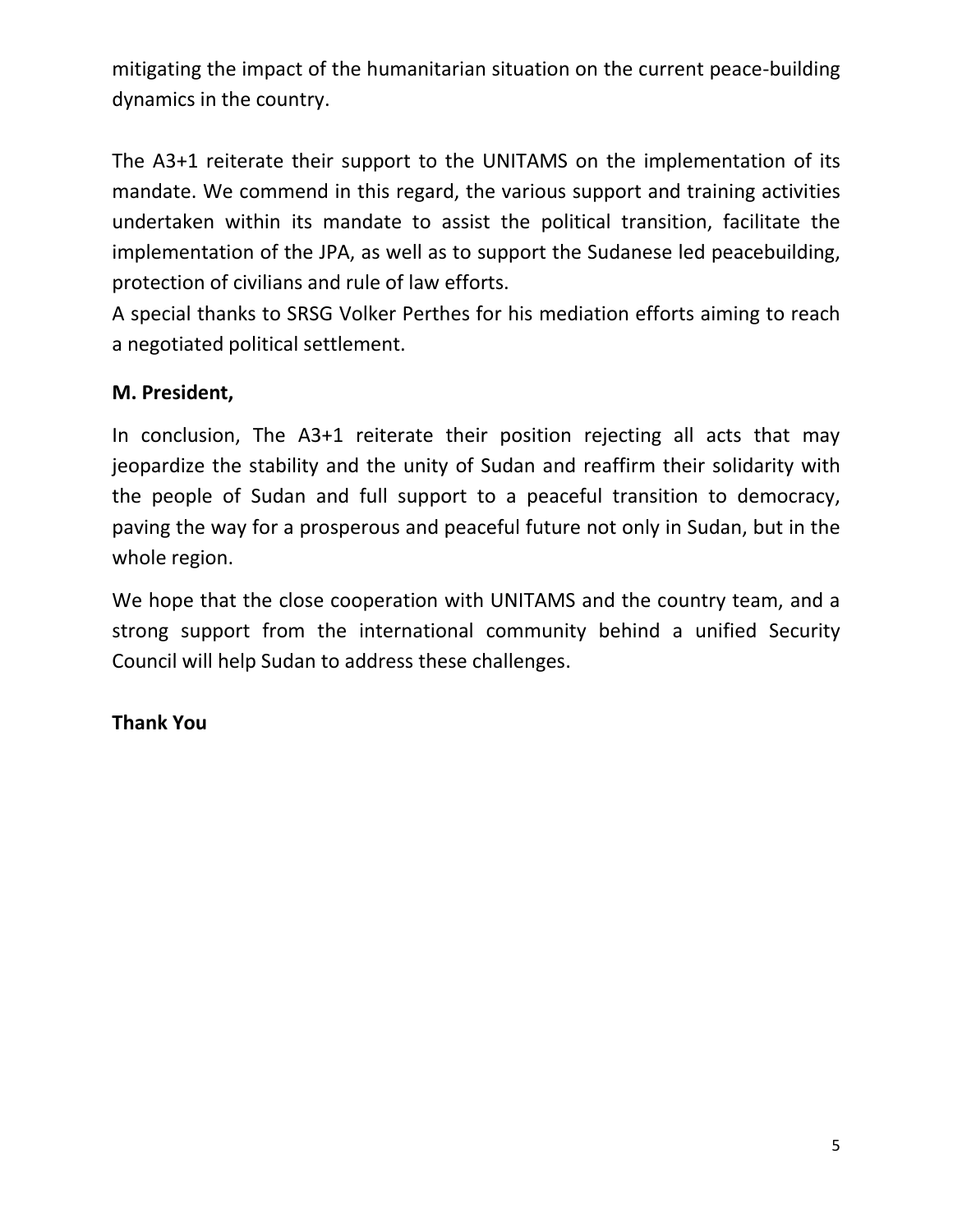mitigating the impact of the humanitarian situation on the current peace-building dynamics in the country.

The A3+1 reiterate their support to the UNITAMS on the implementation of its mandate. We commend in this regard, the various support and training activities undertaken within its mandate to assist the political transition, facilitate the implementation of the JPA, as well as to support the Sudanese led peacebuilding, protection of civilians and rule of law efforts.
A special thanks to SRSG Volker Perthes for his mediation efforts aiming to reach a negotiated political settlement.

**M. President,**

In conclusion, The A3+1 reiterate their position rejecting all acts that may jeopardize the stability and the unity of Sudan and reaffirm their solidarity with the people of Sudan and full support to a peaceful transition to democracy, paving the way for a prosperous and peaceful future not only in Sudan, but in the whole region.

We hope that the close cooperation with UNITAMS and the country team, and a strong support from the international community behind a unified Security Council will help Sudan to address these challenges.

**Thank You**